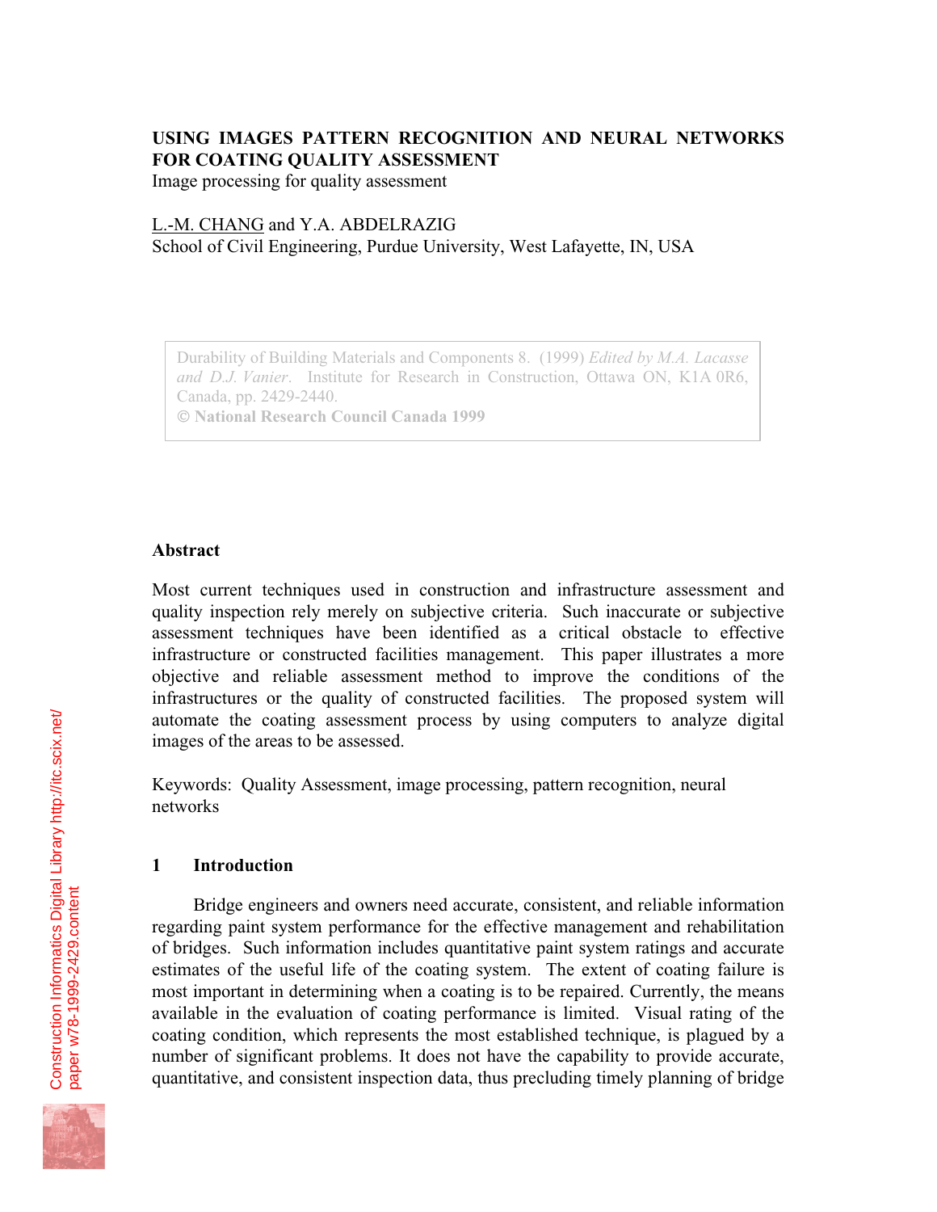# USING IMAGES PATTERN RECOGNITION AND NEURAL NETWORKS FOR COATING QUALITY ASSESSMENT

Image processing for quality assessment

L.-M. CHANG and Y.A. ABDELRAZIG
School of Civil Engineering, Purdue University, West Lafayette, IN, USA

Durability of Building Materials and Components 8. (1999) *Edited by M.A. Lacasse and D.J. Vanier*. Institute for Research in Construction, Ottawa ON, K1A 0R6, Canada, pp. 2429-2440.
© **National Research Council Canada 1999**

## Abstract

Most current techniques used in construction and infrastructure assessment and quality inspection rely merely on subjective criteria. Such inaccurate or subjective assessment techniques have been identified as a critical obstacle to effective infrastructure or constructed facilities management. This paper illustrates a more objective and reliable assessment method to improve the conditions of the infrastructures or the quality of constructed facilities. The proposed system will automate the coating assessment process by using computers to analyze digital images of the areas to be assessed.

Keywords: Quality Assessment, image processing, pattern recognition, neural networks

## 1 Introduction

Bridge engineers and owners need accurate, consistent, and reliable information regarding paint system performance for the effective management and rehabilitation of bridges. Such information includes quantitative paint system ratings and accurate estimates of the useful life of the coating system. The extent of coating failure is most important in determining when a coating is to be repaired. Currently, the means available in the evaluation of coating performance is limited. Visual rating of the coating condition, which represents the most established technique, is plagued by a number of significant problems. It does not have the capability to provide accurate, quantitative, and consistent inspection data, thus precluding timely planning of bridge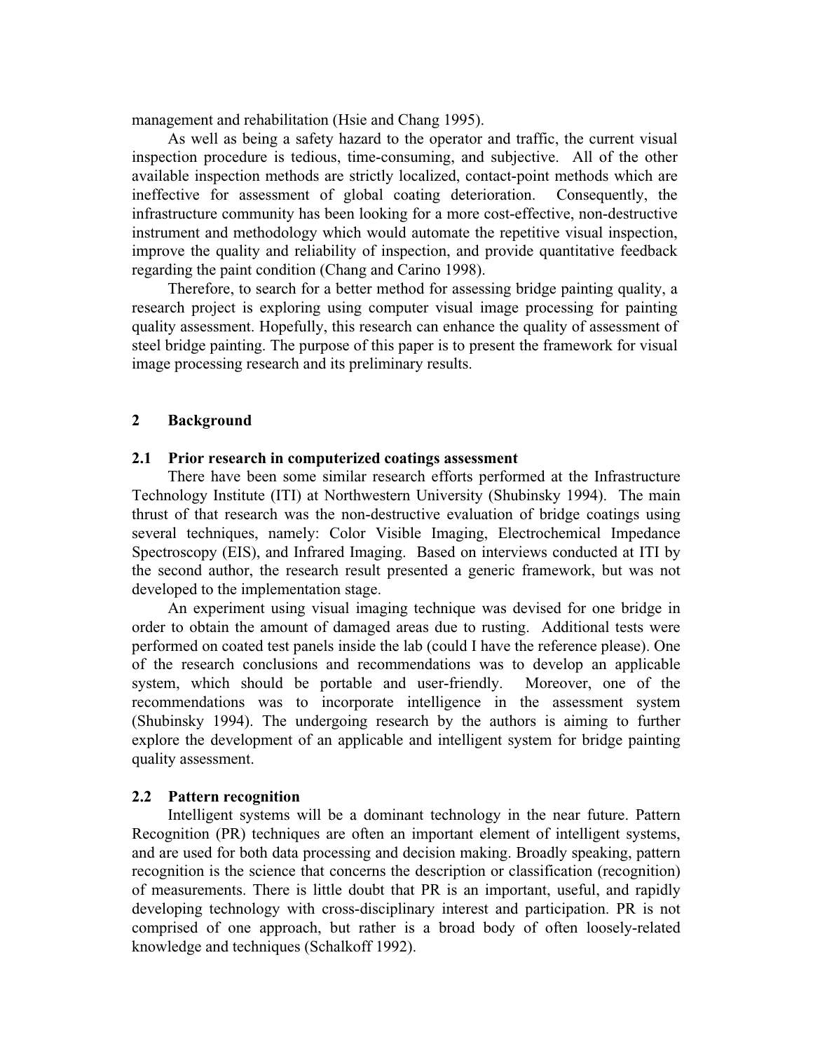management and rehabilitation (Hsie and Chang 1995).

As well as being a safety hazard to the operator and traffic, the current visual inspection procedure is tedious, time-consuming, and subjective. All of the other available inspection methods are strictly localized, contact-point methods which are ineffective for assessment of global coating deterioration. Consequently, the infrastructure community has been looking for a more cost-effective, non-destructive instrument and methodology which would automate the repetitive visual inspection, improve the quality and reliability of inspection, and provide quantitative feedback regarding the paint condition (Chang and Carino 1998).

Therefore, to search for a better method for assessing bridge painting quality, a research project is exploring using computer visual image processing for painting quality assessment. Hopefully, this research can enhance the quality of assessment of steel bridge painting. The purpose of this paper is to present the framework for visual image processing research and its preliminary results.

## 2 Background

### 2.1 Prior research in computerized coatings assessment

There have been some similar research efforts performed at the Infrastructure Technology Institute (ITI) at Northwestern University (Shubinsky 1994). The main thrust of that research was the non-destructive evaluation of bridge coatings using several techniques, namely: Color Visible Imaging, Electrochemical Impedance Spectroscopy (EIS), and Infrared Imaging. Based on interviews conducted at ITI by the second author, the research result presented a generic framework, but was not developed to the implementation stage.

An experiment using visual imaging technique was devised for one bridge in order to obtain the amount of damaged areas due to rusting. Additional tests were performed on coated test panels inside the lab (could I have the reference please). One of the research conclusions and recommendations was to develop an applicable system, which should be portable and user-friendly. Moreover, one of the recommendations was to incorporate intelligence in the assessment system (Shubinsky 1994). The undergoing research by the authors is aiming to further explore the development of an applicable and intelligent system for bridge painting quality assessment.

### 2.2 Pattern recognition

Intelligent systems will be a dominant technology in the near future. Pattern Recognition (PR) techniques are often an important element of intelligent systems, and are used for both data processing and decision making. Broadly speaking, pattern recognition is the science that concerns the description or classification (recognition) of measurements. There is little doubt that PR is an important, useful, and rapidly developing technology with cross-disciplinary interest and participation. PR is not comprised of one approach, but rather is a broad body of often loosely-related knowledge and techniques (Schalkoff 1992).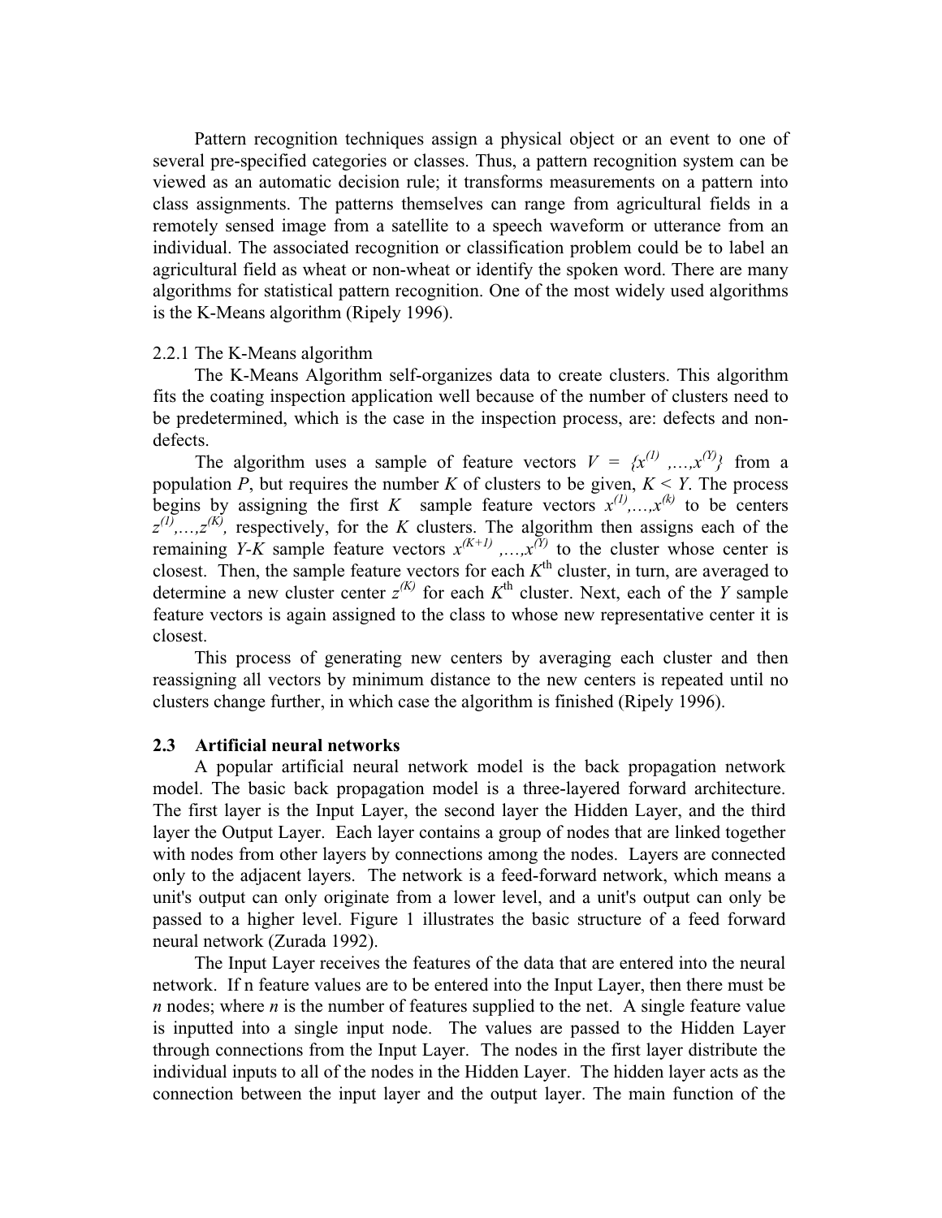Pattern recognition techniques assign a physical object or an event to one of several pre-specified categories or classes. Thus, a pattern recognition system can be viewed as an automatic decision rule; it transforms measurements on a pattern into class assignments. The patterns themselves can range from agricultural fields in a remotely sensed image from a satellite to a speech waveform or utterance from an individual. The associated recognition or classification problem could be to label an agricultural field as wheat or non-wheat or identify the spoken word. There are many algorithms for statistical pattern recognition. One of the most widely used algorithms is the K-Means algorithm (Ripely 1996).

### 2.2.1 The K-Means algorithm

The K-Means Algorithm self-organizes data to create clusters. This algorithm fits the coating inspection application well because of the number of clusters need to be predetermined, which is the case in the inspection process, are: defects and non-defects.

The algorithm uses a sample of feature vectors $V = \{x^{(1)}, \ldots, x^{(Y)}\}$ from a population $P$, but requires the number $K$ of clusters to be given, $K < Y$. The process begins by assigning the first $K$ sample feature vectors $x^{(1)}, \ldots, x^{(k)}$ to be centers $z^{(1)}, \ldots, z^{(K)}$, respectively, for the $K$ clusters. The algorithm then assigns each of the remaining $Y$-$K$ sample feature vectors $x^{(K+1)}, \ldots, x^{(Y)}$ to the cluster whose center is closest. Then, the sample feature vectors for each $K^{\text{th}}$ cluster, in turn, are averaged to determine a new cluster center $z^{(K)}$ for each $K^{\text{th}}$ cluster. Next, each of the $Y$ sample feature vectors is again assigned to the class to whose new representative center it is closest.

This process of generating new centers by averaging each cluster and then reassigning all vectors by minimum distance to the new centers is repeated until no clusters change further, in which case the algorithm is finished (Ripely 1996).

## 2.3 Artificial neural networks

A popular artificial neural network model is the back propagation network model. The basic back propagation model is a three-layered forward architecture. The first layer is the Input Layer, the second layer the Hidden Layer, and the third layer the Output Layer. Each layer contains a group of nodes that are linked together with nodes from other layers by connections among the nodes. Layers are connected only to the adjacent layers. The network is a feed-forward network, which means a unit's output can only originate from a lower level, and a unit's output can only be passed to a higher level. Figure 1 illustrates the basic structure of a feed forward neural network (Zurada 1992).

The Input Layer receives the features of the data that are entered into the neural network. If n feature values are to be entered into the Input Layer, then there must be $n$ nodes; where $n$ is the number of features supplied to the net. A single feature value is inputted into a single input node. The values are passed to the Hidden Layer through connections from the Input Layer. The nodes in the first layer distribute the individual inputs to all of the nodes in the Hidden Layer. The hidden layer acts as the connection between the input layer and the output layer. The main function of the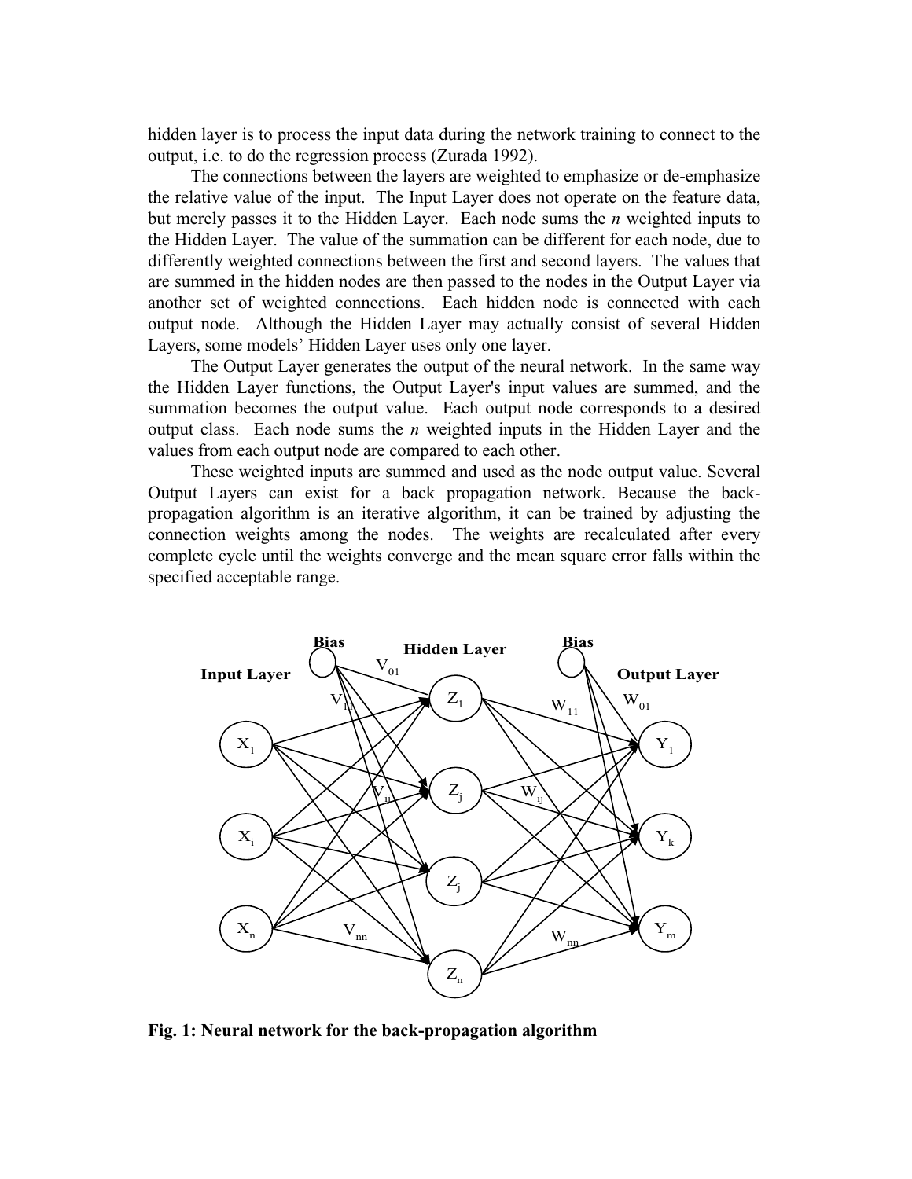hidden layer is to process the input data during the network training to connect to the output, i.e. to do the regression process (Zurada 1992).

The connections between the layers are weighted to emphasize or de-emphasize the relative value of the input. The Input Layer does not operate on the feature data, but merely passes it to the Hidden Layer. Each node sums the *n* weighted inputs to the Hidden Layer. The value of the summation can be different for each node, due to differently weighted connections between the first and second layers. The values that are summed in the hidden nodes are then passed to the nodes in the Output Layer via another set of weighted connections. Each hidden node is connected with each output node. Although the Hidden Layer may actually consist of several Hidden Layers, some models' Hidden Layer uses only one layer.

The Output Layer generates the output of the neural network. In the same way the Hidden Layer functions, the Output Layer's input values are summed, and the summation becomes the output value. Each output node corresponds to a desired output class. Each node sums the *n* weighted inputs in the Hidden Layer and the values from each output node are compared to each other.

These weighted inputs are summed and used as the node output value. Several Output Layers can exist for a back propagation network. Because the back-propagation algorithm is an iterative algorithm, it can be trained by adjusting the connection weights among the nodes. The weights are recalculated after every complete cycle until the weights converge and the mean square error falls within the specified acceptable range.

**Fig. 1: Neural network for the back-propagation algorithm**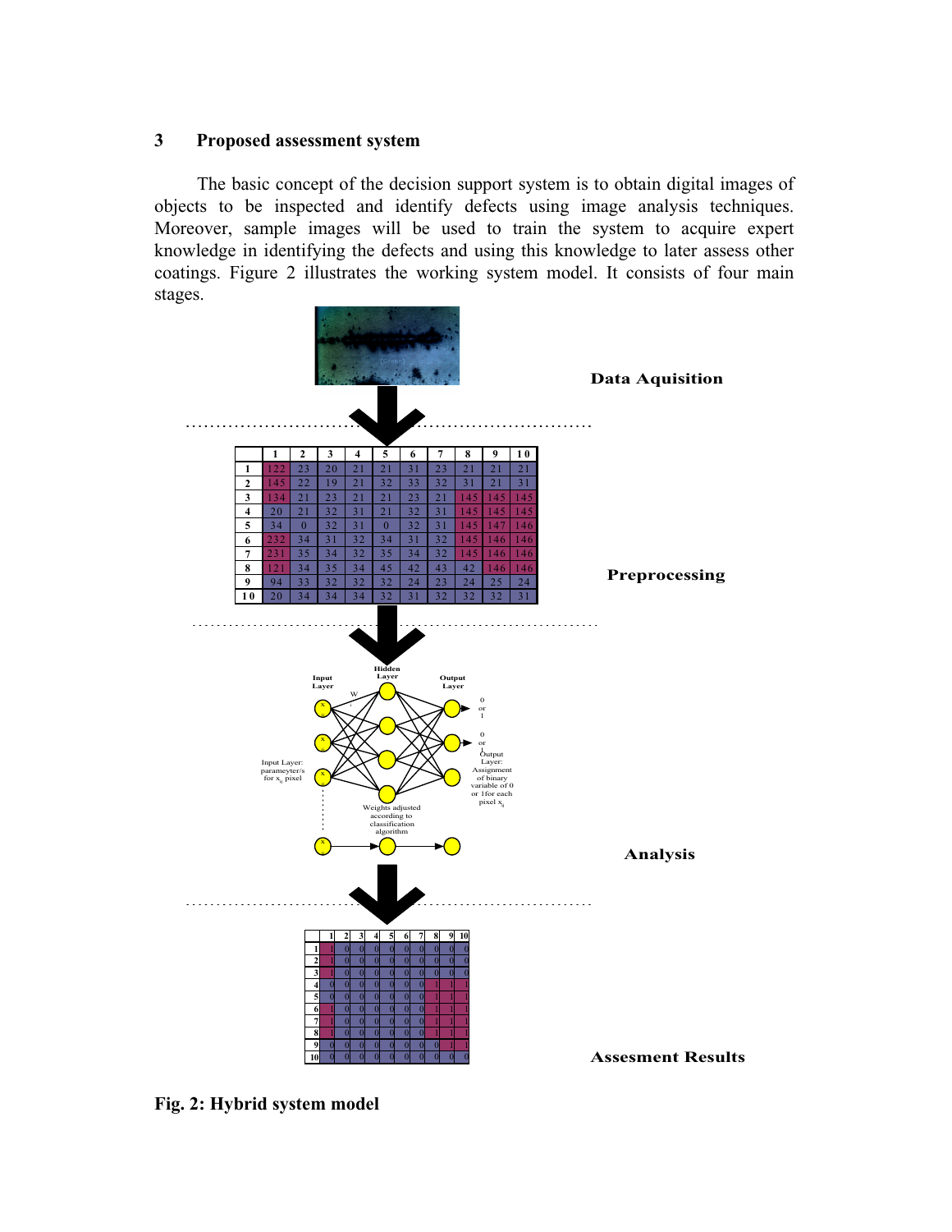## 3 Proposed assessment system

The basic concept of the decision support system is to obtain digital images of objects to be inspected and identify defects using image analysis techniques. Moreover, sample images will be used to train the system to acquire expert knowledge in identifying the defects and using this knowledge to later assess other coatings. Figure 2 illustrates the working system model. It consists of four main stages.

Data Aquisition

|  | 1 | 2 | 3 | 4 | 5 | 6 | 7 | 8 | 9 | 10 |
|---|---|---|---|---|---|---|---|---|---|---|
| 1 | 122 | 23 | 20 | 21 | 21 | 31 | 23 | 21 | 21 | 21 |
| 2 | 145 | 22 | 19 | 21 | 32 | 33 | 32 | 31 | 21 | 31 |
| 3 | 134 | 21 | 23 | 21 | 21 | 23 | 21 | 145 | 145 | 145 |
| 4 | 20 | 21 | 32 | 31 | 21 | 32 | 31 | 145 | 145 | 145 |
| 5 | 34 | 0 | 32 | 31 | 0 | 32 | 31 | 145 | 147 | 146 |
| 6 | 232 | 34 | 31 | 32 | 34 | 31 | 32 | 145 | 146 | 146 |
| 7 | 231 | 35 | 34 | 32 | 35 | 34 | 32 | 145 | 146 | 146 |
| 8 | 121 | 34 | 35 | 34 | 45 | 42 | 43 | 42 | 146 | 146 |
| 9 | 94 | 33 | 32 | 32 | 32 | 24 | 23 | 24 | 25 | 24 |
| 10 | 20 | 34 | 34 | 34 | 32 | 31 | 32 | 32 | 32 | 31 |

Preprocessing

Input Layer — Hidden Layer — Output Layer

Input Layer: paramateyter/s for $x_{ij}$ pixel

Weights adjusted according to classification algorithm

Output Layer: Assignment of binary variable of 0 or 1 for each pixel $x_{ij}$

Analysis

|  | 1 | 2 | 3 | 4 | 5 | 6 | 7 | 8 | 9 | 10 |
|---|---|---|---|---|---|---|---|---|---|---|
| 1 | 1 | 0 | 0 | 0 | 0 | 0 | 0 | 0 | 0 | 0 |
| 2 | 1 | 0 | 0 | 0 | 0 | 0 | 0 | 0 | 0 | 0 |
| 3 | 1 | 0 | 0 | 0 | 0 | 0 | 0 | 0 | 0 | 0 |
| 4 | 0 | 0 | 0 | 0 | 0 | 0 | 0 | 1 | 1 | 1 |
| 5 | 0 | 0 | 0 | 0 | 0 | 0 | 0 | 1 | 1 | 1 |
| 6 | 1 | 0 | 0 | 0 | 0 | 0 | 0 | 1 | 1 | 1 |
| 7 | 1 | 0 | 0 | 0 | 0 | 0 | 0 | 1 | 1 | 1 |
| 8 | 1 | 0 | 0 | 0 | 0 | 0 | 0 | 1 | 1 | 1 |
| 9 | 0 | 0 | 0 | 0 | 0 | 0 | 0 | 0 | 1 | 1 |
| 10 | 0 | 0 | 0 | 0 | 0 | 0 | 0 | 0 | 0 | 0 |

Assesment Results

**Fig. 2: Hybrid system model**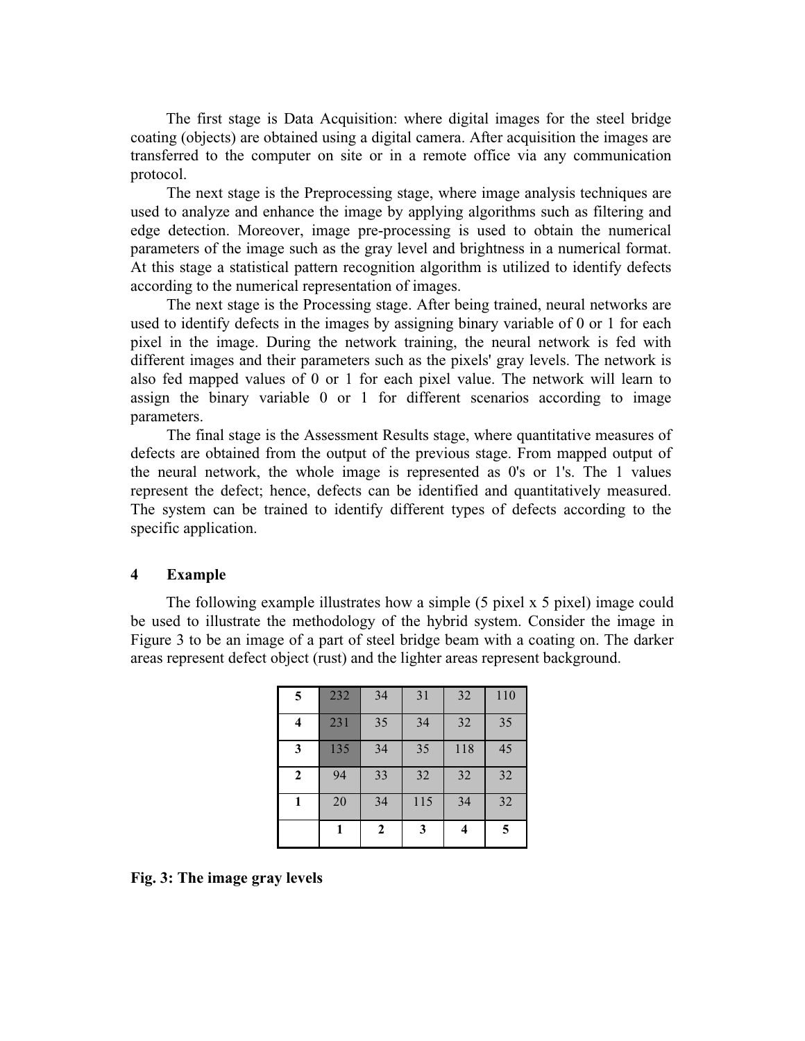The first stage is Data Acquisition: where digital images for the steel bridge coating (objects) are obtained using a digital camera. After acquisition the images are transferred to the computer on site or in a remote office via any communication protocol.

The next stage is the Preprocessing stage, where image analysis techniques are used to analyze and enhance the image by applying algorithms such as filtering and edge detection. Moreover, image pre-processing is used to obtain the numerical parameters of the image such as the gray level and brightness in a numerical format. At this stage a statistical pattern recognition algorithm is utilized to identify defects according to the numerical representation of images.

The next stage is the Processing stage. After being trained, neural networks are used to identify defects in the images by assigning binary variable of 0 or 1 for each pixel in the image. During the network training, the neural network is fed with different images and their parameters such as the pixels' gray levels. The network is also fed mapped values of 0 or 1 for each pixel value. The network will learn to assign the binary variable 0 or 1 for different scenarios according to image parameters.

The final stage is the Assessment Results stage, where quantitative measures of defects are obtained from the output of the previous stage. From mapped output of the neural network, the whole image is represented as 0's or 1's. The 1 values represent the defect; hence, defects can be identified and quantitatively measured. The system can be trained to identify different types of defects according to the specific application.

## 4 Example

The following example illustrates how a simple (5 pixel x 5 pixel) image could be used to illustrate the methodology of the hybrid system. Consider the image in Figure 3 to be an image of a part of steel bridge beam with a coating on. The darker areas represent defect object (rust) and the lighter areas represent background.

| **5** | 232 | 34 | 31 | 32 | 110 |
|---|---|---|---|---|---|
| **4** | 231 | 35 | 34 | 32 | 35 |
| **3** | 135 | 34 | 35 | 118 | 45 |
| **2** | 94 | 33 | 32 | 32 | 32 |
| **1** | 20 | 34 | 115 | 34 | 32 |
| | **1** | **2** | **3** | **4** | **5** |

**Fig. 3: The image gray levels**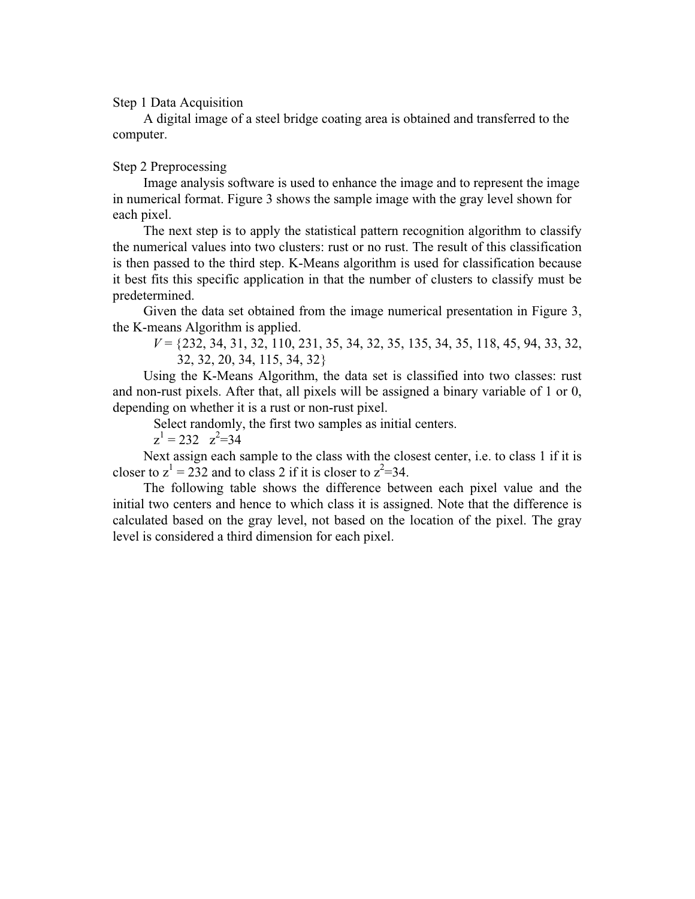Step 1 Data Acquisition

A digital image of a steel bridge coating area is obtained and transferred to the computer.

Step 2 Preprocessing

Image analysis software is used to enhance the image and to represent the image in numerical format. Figure 3 shows the sample image with the gray level shown for each pixel.

The next step is to apply the statistical pattern recognition algorithm to classify the numerical values into two clusters: rust or no rust. The result of this classification is then passed to the third step. K-Means algorithm is used for classification because it best fits this specific application in that the number of clusters to classify must be predetermined.

Given the data set obtained from the image numerical presentation in Figure 3, the K-means Algorithm is applied.

$V$ = {232, 34, 31, 32, 110, 231, 35, 34, 32, 35, 135, 34, 35, 118, 45, 94, 33, 32, 32, 32, 20, 34, 115, 34, 32}

Using the K-Means Algorithm, the data set is classified into two classes: rust and non-rust pixels. After that, all pixels will be assigned a binary variable of 1 or 0, depending on whether it is a rust or non-rust pixel.

Select randomly, the first two samples as initial centers.

$z^1 = 232 \quad z^2 = 34$

Next assign each sample to the class with the closest center, i.e. to class 1 if it is closer to $z^1 = 232$ and to class 2 if it is closer to $z^2 = 34$.

The following table shows the difference between each pixel value and the initial two centers and hence to which class it is assigned. Note that the difference is calculated based on the gray level, not based on the location of the pixel. The gray level is considered a third dimension for each pixel.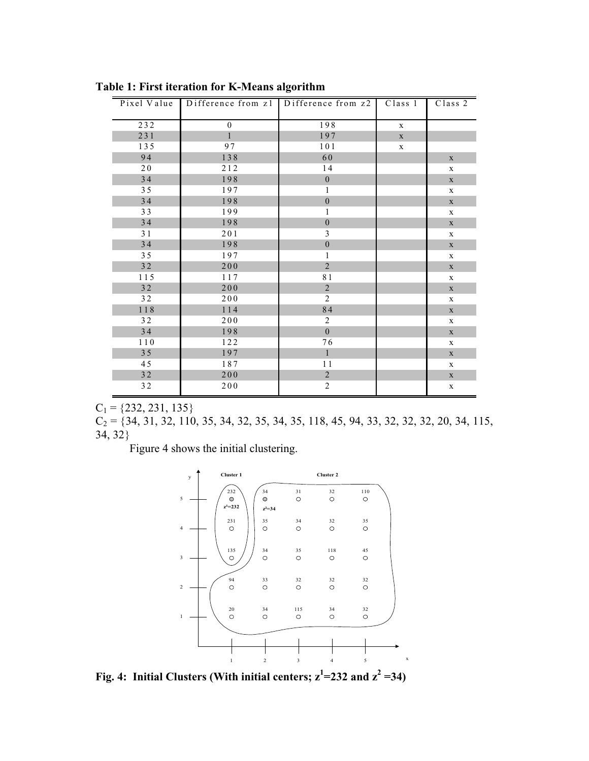**Table 1: First iteration for K-Means algorithm**

| Pixel Value | Difference from z1 | Difference from z2 | Class 1 | Class 2 |
|---|---|---|---|---|
| 232 | 0 | 198 | x | |
| 231 | 1 | 197 | x | |
| 135 | 97 | 101 | x | |
| 94 | 138 | 60 | | x |
| 20 | 212 | 14 | | x |
| 34 | 198 | 0 | | x |
| 35 | 197 | 1 | | x |
| 34 | 198 | 0 | | x |
| 33 | 199 | 1 | | x |
| 34 | 198 | 0 | | x |
| 31 | 201 | 3 | | x |
| 34 | 198 | 0 | | x |
| 35 | 197 | 1 | | x |
| 32 | 200 | 2 | | x |
| 115 | 117 | 81 | | x |
| 32 | 200 | 2 | | x |
| 32 | 200 | 2 | | x |
| 118 | 114 | 84 | | x |
| 32 | 200 | 2 | | x |
| 34 | 198 | 0 | | x |
| 110 | 122 | 76 | | x |
| 35 | 197 | 1 | | x |
| 45 | 187 | 11 | | x |
| 32 | 200 | 2 | | x |
| 32 | 200 | 2 | | x |

$C_1$ = {232, 231, 135}

$C_2$ = {34, 31, 32, 110, 35, 34, 32, 35, 34, 35, 118, 45, 94, 33, 32, 32, 32, 20, 34, 115, 34, 32}

Figure 4 shows the initial clustering.

**Fig. 4: Initial Clusters (With initial centers; $z^1$=232 and $z^2$ =34)**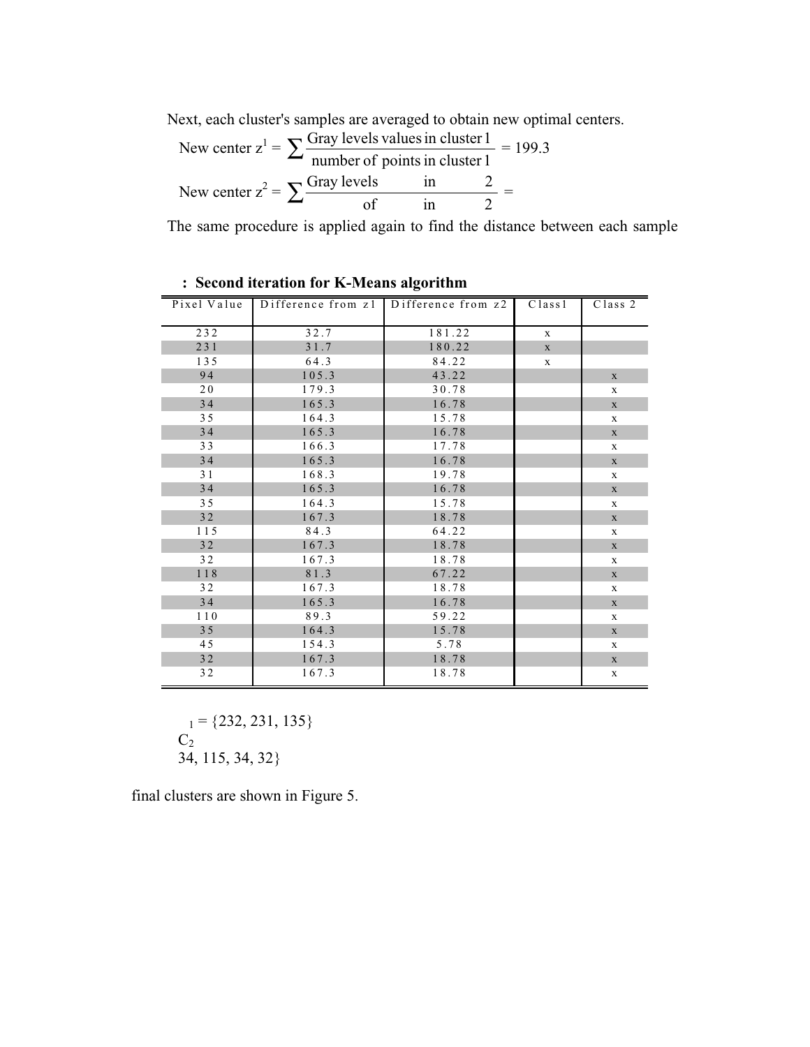Next, each cluster's samples are averaged to obtain new optimal centers.

$$\text{New center } z^1 = \sum \frac{\text{Gray levels values in cluster 1}}{\text{number of points in cluster 1}} = 199.3$$

$$\text{New center } z^2 = \sum \frac{\text{Gray levels} \quad \text{in} \quad 2}{\text{of} \quad \text{in} \quad 2} =$$

The same procedure is applied again to find the distance between each sample

**: Second iteration for K-Means algorithm**

| Pixel Value | Difference from z1 | Difference from z2 | Class1 | Class 2 |
|---|---|---|---|---|
| 232 | 32.7 | 181.22 | x | |
| 231 | 31.7 | 180.22 | x | |
| 135 | 64.3 | 84.22 | x | |
| 94 | 105.3 | 43.22 | | x |
| 20 | 179.3 | 30.78 | | x |
| 34 | 165.3 | 16.78 | | x |
| 35 | 164.3 | 15.78 | | x |
| 34 | 165.3 | 16.78 | | x |
| 33 | 166.3 | 17.78 | | x |
| 34 | 165.3 | 16.78 | | x |
| 31 | 168.3 | 19.78 | | x |
| 34 | 165.3 | 16.78 | | x |
| 35 | 164.3 | 15.78 | | x |
| 32 | 167.3 | 18.78 | | x |
| 115 | 84.3 | 64.22 | | x |
| 32 | 167.3 | 18.78 | | x |
| 32 | 167.3 | 18.78 | | x |
| 118 | 81.3 | 67.22 | | x |
| 32 | 167.3 | 18.78 | | x |
| 34 | 165.3 | 16.78 | | x |
| 110 | 89.3 | 59.22 | | x |
| 35 | 164.3 | 15.78 | | x |
| 45 | 154.3 | 5.78 | | x |
| 32 | 167.3 | 18.78 | | x |
| 32 | 167.3 | 18.78 | | x |

$_1$ = {232, 231, 135}

$C_2$

34, 115, 34, 32}

final clusters are shown in Figure 5.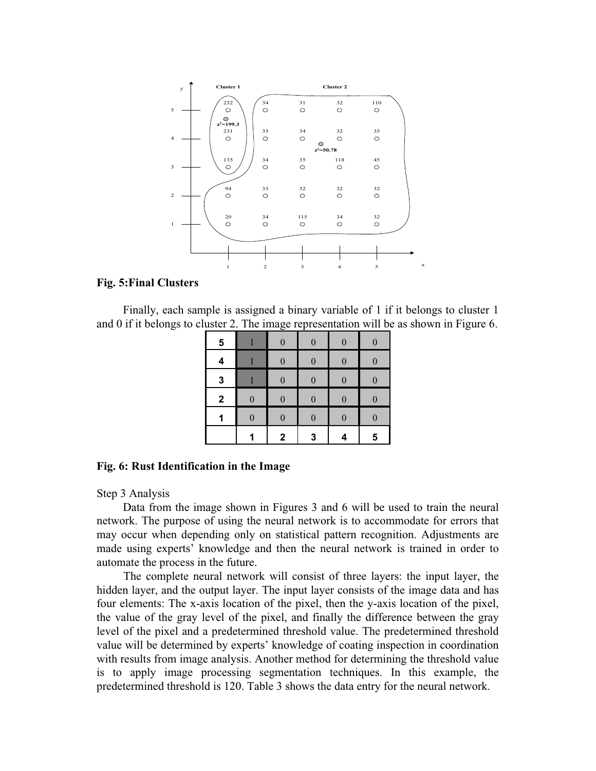**Fig. 5:Final Clusters**

Finally, each sample is assigned a binary variable of 1 if it belongs to cluster 1 and 0 if it belongs to cluster 2. The image representation will be as shown in Figure 6.

| **5** | 1 | 0 | 0 | 0 | 0 |
|---|---|---|---|---|---|
| **4** | 1 | 0 | 0 | 0 | 0 |
| **3** | 1 | 0 | 0 | 0 | 0 |
| **2** | 0 | 0 | 0 | 0 | 0 |
| **1** | 0 | 0 | 0 | 0 | 0 |
| | **1** | **2** | **3** | **4** | **5** |

**Fig. 6: Rust Identification in the Image**

Step 3 Analysis

Data from the image shown in Figures 3 and 6 will be used to train the neural network. The purpose of using the neural network is to accommodate for errors that may occur when depending only on statistical pattern recognition. Adjustments are made using experts' knowledge and then the neural network is trained in order to automate the process in the future.

The complete neural network will consist of three layers: the input layer, the hidden layer, and the output layer. The input layer consists of the image data and has four elements: The x-axis location of the pixel, then the y-axis location of the pixel, the value of the gray level of the pixel, and finally the difference between the gray level of the pixel and a predetermined threshold value. The predetermined threshold value will be determined by experts' knowledge of coating inspection in coordination with results from image analysis. Another method for determining the threshold value is to apply image processing segmentation techniques. In this example, the predetermined threshold is 120. Table 3 shows the data entry for the neural network.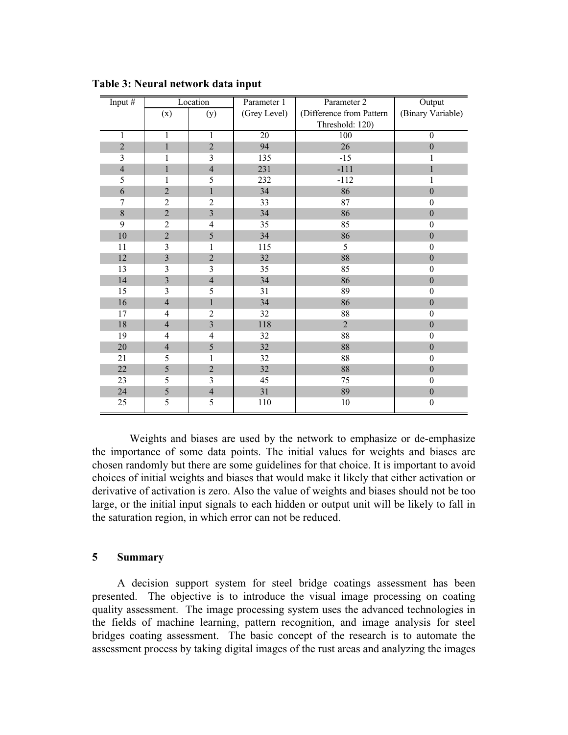**Table 3: Neural network data input**

| Input # | Location | | Parameter 1 (Grey Level) | Parameter 2 (Difference from Pattern Threshold: 120) | Output (Binary Variable) |
|---|---|---|---|---|---|
| | (x) | (y) | | | |
| 1 | 1 | 1 | 20 | 100 | 0 |
| 2 | 1 | 2 | 94 | 26 | 0 |
| 3 | 1 | 3 | 135 | -15 | 1 |
| 4 | 1 | 4 | 231 | -111 | 1 |
| 5 | 1 | 5 | 232 | -112 | 1 |
| 6 | 2 | 1 | 34 | 86 | 0 |
| 7 | 2 | 2 | 33 | 87 | 0 |
| 8 | 2 | 3 | 34 | 86 | 0 |
| 9 | 2 | 4 | 35 | 85 | 0 |
| 10 | 2 | 5 | 34 | 86 | 0 |
| 11 | 3 | 1 | 115 | 5 | 0 |
| 12 | 3 | 2 | 32 | 88 | 0 |
| 13 | 3 | 3 | 35 | 85 | 0 |
| 14 | 3 | 4 | 34 | 86 | 0 |
| 15 | 3 | 5 | 31 | 89 | 0 |
| 16 | 4 | 1 | 34 | 86 | 0 |
| 17 | 4 | 2 | 32 | 88 | 0 |
| 18 | 4 | 3 | 118 | 2 | 0 |
| 19 | 4 | 4 | 32 | 88 | 0 |
| 20 | 4 | 5 | 32 | 88 | 0 |
| 21 | 5 | 1 | 32 | 88 | 0 |
| 22 | 5 | 2 | 32 | 88 | 0 |
| 23 | 5 | 3 | 45 | 75 | 0 |
| 24 | 5 | 4 | 31 | 89 | 0 |
| 25 | 5 | 5 | 110 | 10 | 0 |

Weights and biases are used by the network to emphasize or de-emphasize the importance of some data points. The initial values for weights and biases are chosen randomly but there are some guidelines for that choice. It is important to avoid choices of initial weights and biases that would make it likely that either activation or derivative of activation is zero. Also the value of weights and biases should not be too large, or the initial input signals to each hidden or output unit will be likely to fall in the saturation region, in which error can not be reduced.

## 5 Summary

A decision support system for steel bridge coatings assessment has been presented. The objective is to introduce the visual image processing on coating quality assessment. The image processing system uses the advanced technologies in the fields of machine learning, pattern recognition, and image analysis for steel bridges coating assessment. The basic concept of the research is to automate the assessment process by taking digital images of the rust areas and analyzing the images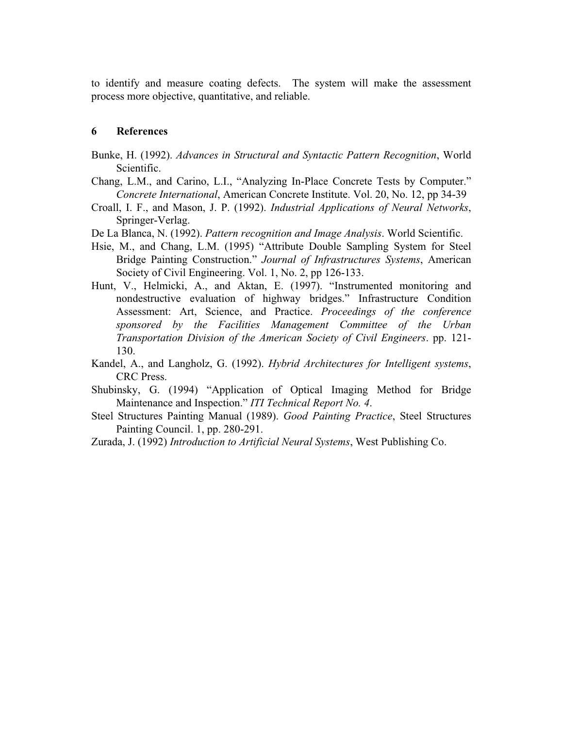to identify and measure coating defects. The system will make the assessment process more objective, quantitative, and reliable.

## 6 References

Bunke, H. (1992). *Advances in Structural and Syntactic Pattern Recognition*, World Scientific.

Chang, L.M., and Carino, L.I., "Analyzing In-Place Concrete Tests by Computer." *Concrete International*, American Concrete Institute. Vol. 20, No. 12, pp 34-39

Croall, I. F., and Mason, J. P. (1992). *Industrial Applications of Neural Networks*, Springer-Verlag.

De La Blanca, N. (1992). *Pattern recognition and Image Analysis*. World Scientific.

Hsie, M., and Chang, L.M. (1995) "Attribute Double Sampling System for Steel Bridge Painting Construction." *Journal of Infrastructures Systems*, American Society of Civil Engineering. Vol. 1, No. 2, pp 126-133.

Hunt, V., Helmicki, A., and Aktan, E. (1997). "Instrumented monitoring and nondestructive evaluation of highway bridges." Infrastructure Condition Assessment: Art, Science, and Practice. *Proceedings of the conference sponsored by the Facilities Management Committee of the Urban Transportation Division of the American Society of Civil Engineers*. pp. 121-130.

Kandel, A., and Langholz, G. (1992). *Hybrid Architectures for Intelligent systems*, CRC Press.

Shubinsky, G. (1994) "Application of Optical Imaging Method for Bridge Maintenance and Inspection." *ITI Technical Report No. 4*.

Steel Structures Painting Manual (1989). *Good Painting Practice*, Steel Structures Painting Council. 1, pp. 280-291.

Zurada, J. (1992) *Introduction to Artificial Neural Systems*, West Publishing Co.